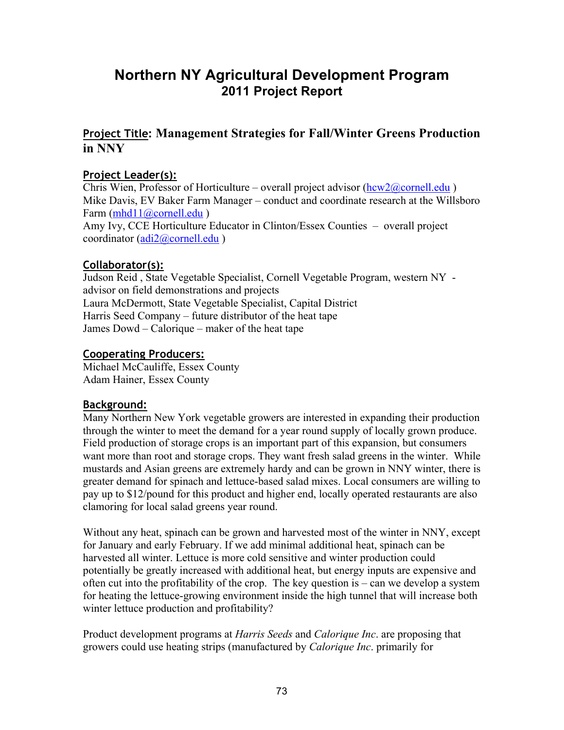# Northern NY Agricultural Development Program
## 2011 Project Report

### **Project Title: Management Strategies for Fall/Winter Greens Production in NNY**

**Project Leader(s):**

Chris Wien, Professor of Horticulture – overall project advisor (hcw2@cornell.edu )
Mike Davis, EV Baker Farm Manager – conduct and coordinate research at the Willsboro Farm (mhd11@cornell.edu )
Amy Ivy, CCE Horticulture Educator in Clinton/Essex Counties – overall project coordinator (adi2@cornell.edu )

**Collaborator(s):**

Judson Reid , State Vegetable Specialist, Cornell Vegetable Program, western NY - advisor on field demonstrations and projects
Laura McDermott, State Vegetable Specialist, Capital District
Harris Seed Company – future distributor of the heat tape
James Dowd – Calorique – maker of the heat tape

**Cooperating Producers:**

Michael McCauliffe, Essex County
Adam Hainer, Essex County

**Background:**

Many Northern New York vegetable growers are interested in expanding their production through the winter to meet the demand for a year round supply of locally grown produce. Field production of storage crops is an important part of this expansion, but consumers want more than root and storage crops. They want fresh salad greens in the winter. While mustards and Asian greens are extremely hardy and can be grown in NNY winter, there is greater demand for spinach and lettuce-based salad mixes. Local consumers are willing to pay up to $12/pound for this product and higher end, locally operated restaurants are also clamoring for local salad greens year round.

Without any heat, spinach can be grown and harvested most of the winter in NNY, except for January and early February. If we add minimal additional heat, spinach can be harvested all winter. Lettuce is more cold sensitive and winter production could potentially be greatly increased with additional heat, but energy inputs are expensive and often cut into the profitability of the crop. The key question is – can we develop a system for heating the lettuce-growing environment inside the high tunnel that will increase both winter lettuce production and profitability?

Product development programs at *Harris Seeds* and *Calorique Inc*. are proposing that growers could use heating strips (manufactured by *Calorique Inc*. primarily for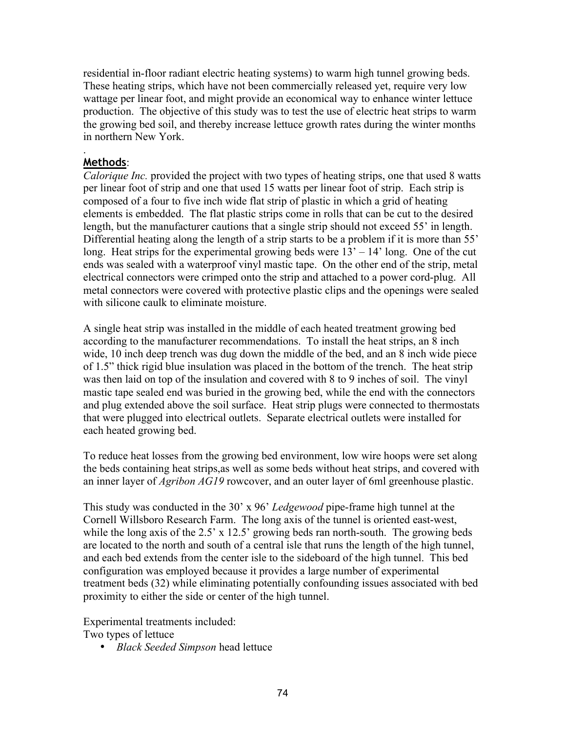residential in-floor radiant electric heating systems) to warm high tunnel growing beds. These heating strips, which have not been commercially released yet, require very low wattage per linear foot, and might provide an economical way to enhance winter lettuce production. The objective of this study was to test the use of electric heat strips to warm the growing bed soil, and thereby increase lettuce growth rates during the winter months in northern New York.

.

## Methods:

*Calorique Inc.* provided the project with two types of heating strips, one that used 8 watts per linear foot of strip and one that used 15 watts per linear foot of strip. Each strip is composed of a four to five inch wide flat strip of plastic in which a grid of heating elements is embedded. The flat plastic strips come in rolls that can be cut to the desired length, but the manufacturer cautions that a single strip should not exceed 55' in length. Differential heating along the length of a strip starts to be a problem if it is more than 55' long. Heat strips for the experimental growing beds were 13' – 14' long. One of the cut ends was sealed with a waterproof vinyl mastic tape. On the other end of the strip, metal electrical connectors were crimped onto the strip and attached to a power cord-plug. All metal connectors were covered with protective plastic clips and the openings were sealed with silicone caulk to eliminate moisture.

A single heat strip was installed in the middle of each heated treatment growing bed according to the manufacturer recommendations. To install the heat strips, an 8 inch wide, 10 inch deep trench was dug down the middle of the bed, and an 8 inch wide piece of 1.5" thick rigid blue insulation was placed in the bottom of the trench. The heat strip was then laid on top of the insulation and covered with 8 to 9 inches of soil. The vinyl mastic tape sealed end was buried in the growing bed, while the end with the connectors and plug extended above the soil surface. Heat strip plugs were connected to thermostats that were plugged into electrical outlets. Separate electrical outlets were installed for each heated growing bed.

To reduce heat losses from the growing bed environment, low wire hoops were set along the beds containing heat strips,as well as some beds without heat strips, and covered with an inner layer of *Agribon AG19* rowcover, and an outer layer of 6ml greenhouse plastic.

This study was conducted in the 30' x 96' *Ledgewood* pipe-frame high tunnel at the Cornell Willsboro Research Farm. The long axis of the tunnel is oriented east-west, while the long axis of the 2.5' x 12.5' growing beds ran north-south. The growing beds are located to the north and south of a central isle that runs the length of the high tunnel, and each bed extends from the center isle to the sideboard of the high tunnel. This bed configuration was employed because it provides a large number of experimental treatment beds (32) while eliminating potentially confounding issues associated with bed proximity to either the side or center of the high tunnel.

Experimental treatments included:

Two types of lettuce

- *Black Seeded Simpson* head lettuce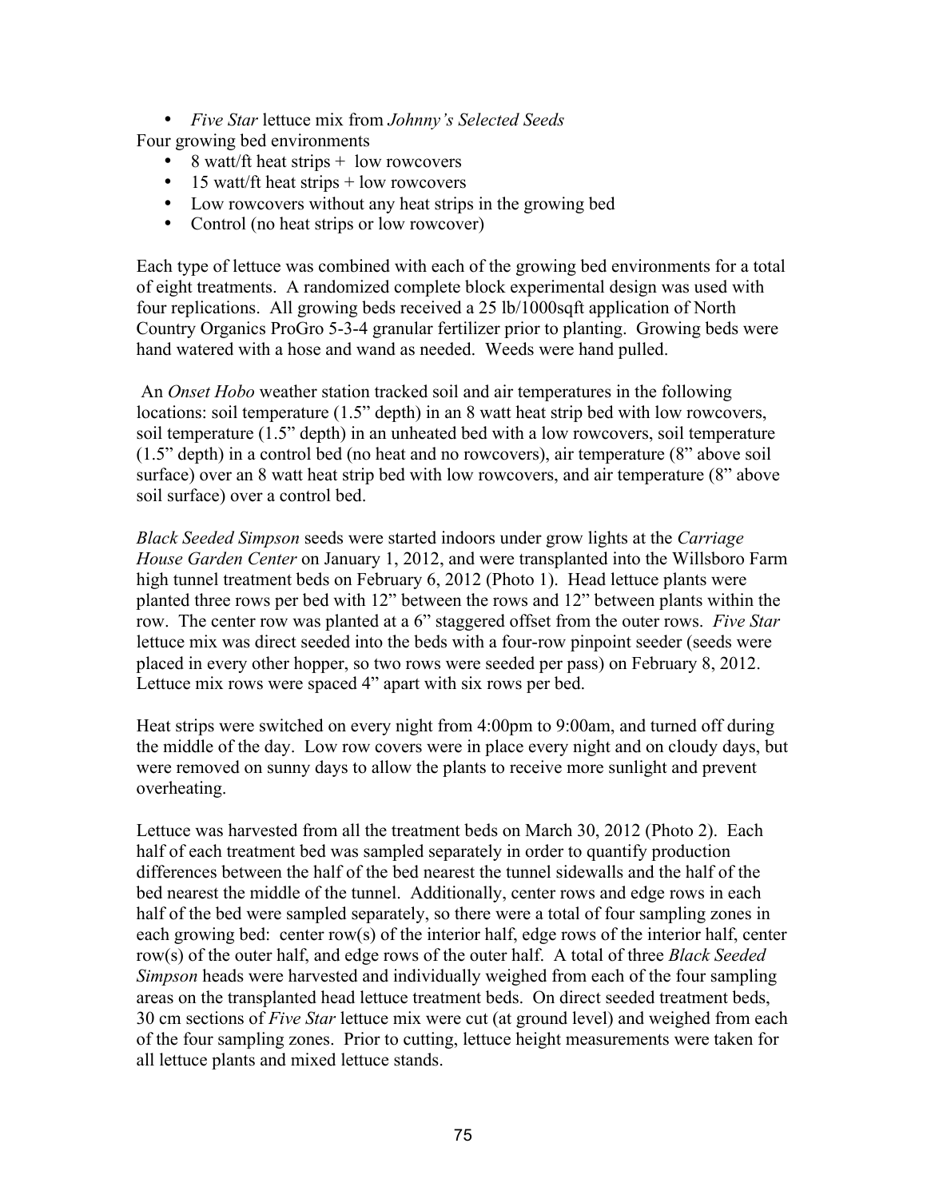- *Five Star* lettuce mix from *Johnny's Selected Seeds*

Four growing bed environments

- 8 watt/ft heat strips + low rowcovers
- 15 watt/ft heat strips + low rowcovers
- Low rowcovers without any heat strips in the growing bed
- Control (no heat strips or low rowcover)

Each type of lettuce was combined with each of the growing bed environments for a total of eight treatments. A randomized complete block experimental design was used with four replications. All growing beds received a 25 lb/1000sqft application of North Country Organics ProGro 5-3-4 granular fertilizer prior to planting. Growing beds were hand watered with a hose and wand as needed. Weeds were hand pulled.

An *Onset Hobo* weather station tracked soil and air temperatures in the following locations: soil temperature (1.5" depth) in an 8 watt heat strip bed with low rowcovers, soil temperature (1.5" depth) in an unheated bed with a low rowcovers, soil temperature (1.5" depth) in a control bed (no heat and no rowcovers), air temperature (8" above soil surface) over an 8 watt heat strip bed with low rowcovers, and air temperature (8" above soil surface) over a control bed.

*Black Seeded Simpson* seeds were started indoors under grow lights at the *Carriage House Garden Center* on January 1, 2012, and were transplanted into the Willsboro Farm high tunnel treatment beds on February 6, 2012 (Photo 1). Head lettuce plants were planted three rows per bed with 12" between the rows and 12" between plants within the row. The center row was planted at a 6" staggered offset from the outer rows. *Five Star* lettuce mix was direct seeded into the beds with a four-row pinpoint seeder (seeds were placed in every other hopper, so two rows were seeded per pass) on February 8, 2012. Lettuce mix rows were spaced 4" apart with six rows per bed.

Heat strips were switched on every night from 4:00pm to 9:00am, and turned off during the middle of the day. Low row covers were in place every night and on cloudy days, but were removed on sunny days to allow the plants to receive more sunlight and prevent overheating.

Lettuce was harvested from all the treatment beds on March 30, 2012 (Photo 2). Each half of each treatment bed was sampled separately in order to quantify production differences between the half of the bed nearest the tunnel sidewalls and the half of the bed nearest the middle of the tunnel. Additionally, center rows and edge rows in each half of the bed were sampled separately, so there were a total of four sampling zones in each growing bed: center row(s) of the interior half, edge rows of the interior half, center row(s) of the outer half, and edge rows of the outer half. A total of three *Black Seeded Simpson* heads were harvested and individually weighed from each of the four sampling areas on the transplanted head lettuce treatment beds. On direct seeded treatment beds, 30 cm sections of *Five Star* lettuce mix were cut (at ground level) and weighed from each of the four sampling zones. Prior to cutting, lettuce height measurements were taken for all lettuce plants and mixed lettuce stands.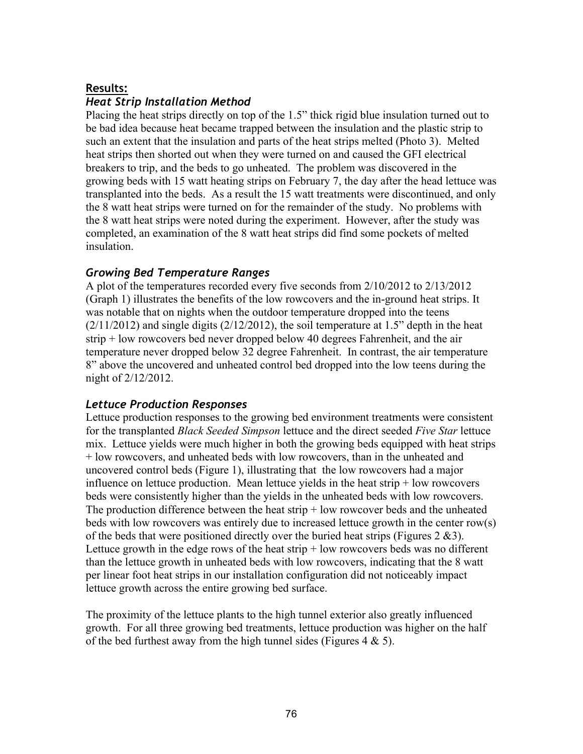## Results:

### *Heat Strip Installation Method*

Placing the heat strips directly on top of the 1.5" thick rigid blue insulation turned out to be bad idea because heat became trapped between the insulation and the plastic strip to such an extent that the insulation and parts of the heat strips melted (Photo 3). Melted heat strips then shorted out when they were turned on and caused the GFI electrical breakers to trip, and the beds to go unheated. The problem was discovered in the growing beds with 15 watt heating strips on February 7, the day after the head lettuce was transplanted into the beds. As a result the 15 watt treatments were discontinued, and only the 8 watt heat strips were turned on for the remainder of the study. No problems with the 8 watt heat strips were noted during the experiment. However, after the study was completed, an examination of the 8 watt heat strips did find some pockets of melted insulation.

### *Growing Bed Temperature Ranges*

A plot of the temperatures recorded every five seconds from 2/10/2012 to 2/13/2012 (Graph 1) illustrates the benefits of the low rowcovers and the in-ground heat strips. It was notable that on nights when the outdoor temperature dropped into the teens (2/11/2012) and single digits (2/12/2012), the soil temperature at 1.5" depth in the heat strip + low rowcovers bed never dropped below 40 degrees Fahrenheit, and the air temperature never dropped below 32 degree Fahrenheit. In contrast, the air temperature 8" above the uncovered and unheated control bed dropped into the low teens during the night of 2/12/2012.

### *Lettuce Production Responses*

Lettuce production responses to the growing bed environment treatments were consistent for the transplanted *Black Seeded Simpson* lettuce and the direct seeded *Five Star* lettuce mix. Lettuce yields were much higher in both the growing beds equipped with heat strips + low rowcovers, and unheated beds with low rowcovers, than in the unheated and uncovered control beds (Figure 1), illustrating that the low rowcovers had a major influence on lettuce production. Mean lettuce yields in the heat strip + low rowcovers beds were consistently higher than the yields in the unheated beds with low rowcovers. The production difference between the heat strip + low rowcover beds and the unheated beds with low rowcovers was entirely due to increased lettuce growth in the center row(s) of the beds that were positioned directly over the buried heat strips (Figures 2 &3). Lettuce growth in the edge rows of the heat strip + low rowcovers beds was no different than the lettuce growth in unheated beds with low rowcovers, indicating that the 8 watt per linear foot heat strips in our installation configuration did not noticeably impact lettuce growth across the entire growing bed surface.

The proximity of the lettuce plants to the high tunnel exterior also greatly influenced growth. For all three growing bed treatments, lettuce production was higher on the half of the bed furthest away from the high tunnel sides (Figures 4 & 5).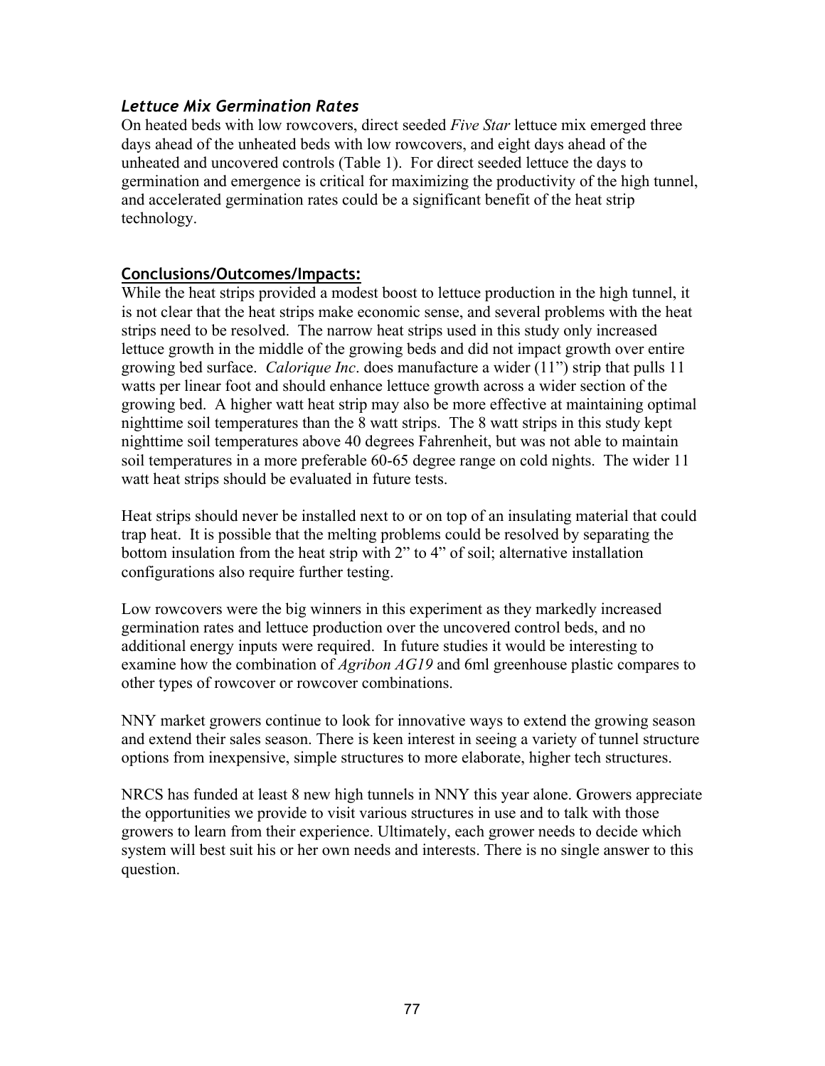### *Lettuce Mix Germination Rates*

On heated beds with low rowcovers, direct seeded *Five Star* lettuce mix emerged three days ahead of the unheated beds with low rowcovers, and eight days ahead of the unheated and uncovered controls (Table 1). For direct seeded lettuce the days to germination and emergence is critical for maximizing the productivity of the high tunnel, and accelerated germination rates could be a significant benefit of the heat strip technology.

## **Conclusions/Outcomes/Impacts:**

While the heat strips provided a modest boost to lettuce production in the high tunnel, it is not clear that the heat strips make economic sense, and several problems with the heat strips need to be resolved. The narrow heat strips used in this study only increased lettuce growth in the middle of the growing beds and did not impact growth over entire growing bed surface. *Calorique Inc*. does manufacture a wider (11”) strip that pulls 11 watts per linear foot and should enhance lettuce growth across a wider section of the growing bed. A higher watt heat strip may also be more effective at maintaining optimal nighttime soil temperatures than the 8 watt strips. The 8 watt strips in this study kept nighttime soil temperatures above 40 degrees Fahrenheit, but was not able to maintain soil temperatures in a more preferable 60-65 degree range on cold nights. The wider 11 watt heat strips should be evaluated in future tests.

Heat strips should never be installed next to or on top of an insulating material that could trap heat. It is possible that the melting problems could be resolved by separating the bottom insulation from the heat strip with 2” to 4” of soil; alternative installation configurations also require further testing.

Low rowcovers were the big winners in this experiment as they markedly increased germination rates and lettuce production over the uncovered control beds, and no additional energy inputs were required. In future studies it would be interesting to examine how the combination of *Agribon AG19* and 6ml greenhouse plastic compares to other types of rowcover or rowcover combinations.

NNY market growers continue to look for innovative ways to extend the growing season and extend their sales season. There is keen interest in seeing a variety of tunnel structure options from inexpensive, simple structures to more elaborate, higher tech structures.

NRCS has funded at least 8 new high tunnels in NNY this year alone. Growers appreciate the opportunities we provide to visit various structures in use and to talk with those growers to learn from their experience. Ultimately, each grower needs to decide which system will best suit his or her own needs and interests. There is no single answer to this question.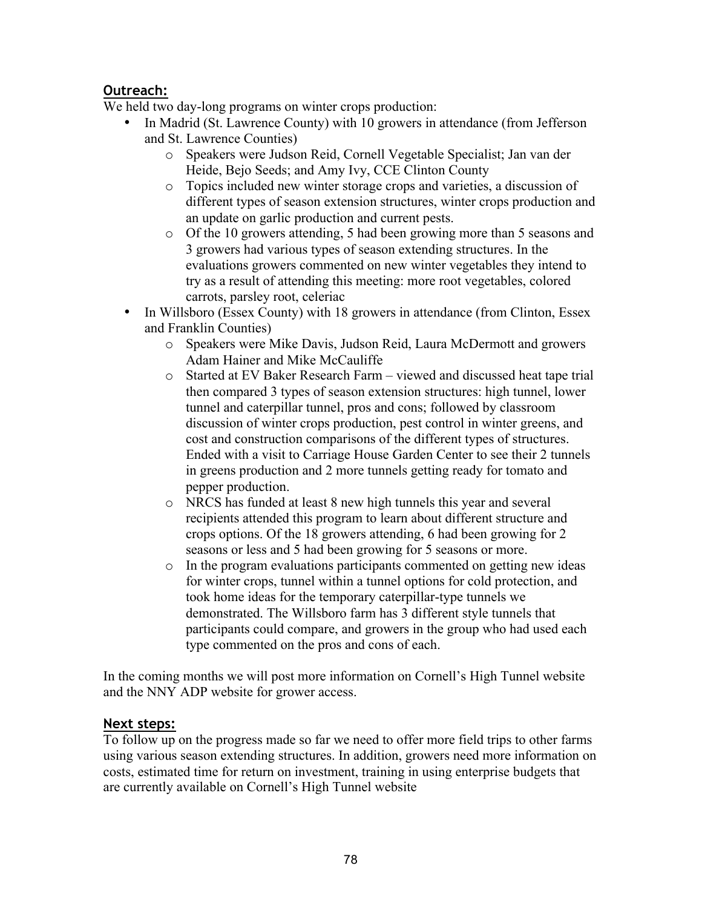## Outreach:

We held two day-long programs on winter crops production:

- In Madrid (St. Lawrence County) with 10 growers in attendance (from Jefferson and St. Lawrence Counties)
  - Speakers were Judson Reid, Cornell Vegetable Specialist; Jan van der Heide, Bejo Seeds; and Amy Ivy, CCE Clinton County
  - Topics included new winter storage crops and varieties, a discussion of different types of season extension structures, winter crops production and an update on garlic production and current pests.
  - Of the 10 growers attending, 5 had been growing more than 5 seasons and 3 growers had various types of season extending structures. In the evaluations growers commented on new winter vegetables they intend to try as a result of attending this meeting: more root vegetables, colored carrots, parsley root, celeriac
- In Willsboro (Essex County) with 18 growers in attendance (from Clinton, Essex and Franklin Counties)
  - Speakers were Mike Davis, Judson Reid, Laura McDermott and growers Adam Hainer and Mike McCauliffe
  - Started at EV Baker Research Farm – viewed and discussed heat tape trial then compared 3 types of season extension structures: high tunnel, lower tunnel and caterpillar tunnel, pros and cons; followed by classroom discussion of winter crops production, pest control in winter greens, and cost and construction comparisons of the different types of structures. Ended with a visit to Carriage House Garden Center to see their 2 tunnels in greens production and 2 more tunnels getting ready for tomato and pepper production.
  - NRCS has funded at least 8 new high tunnels this year and several recipients attended this program to learn about different structure and crops options. Of the 18 growers attending, 6 had been growing for 2 seasons or less and 5 had been growing for 5 seasons or more.
  - In the program evaluations participants commented on getting new ideas for winter crops, tunnel within a tunnel options for cold protection, and took home ideas for the temporary caterpillar-type tunnels we demonstrated. The Willsboro farm has 3 different style tunnels that participants could compare, and growers in the group who had used each type commented on the pros and cons of each.

In the coming months we will post more information on Cornell's High Tunnel website and the NNY ADP website for grower access.

## Next steps:

To follow up on the progress made so far we need to offer more field trips to other farms using various season extending structures. In addition, growers need more information on costs, estimated time for return on investment, training in using enterprise budgets that are currently available on Cornell's High Tunnel website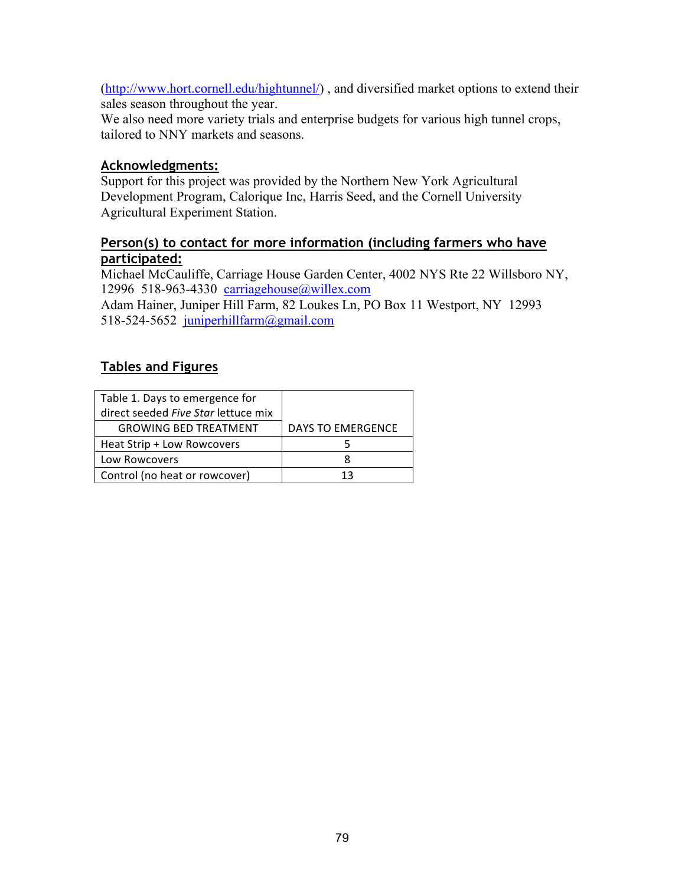(http://www.hort.cornell.edu/hightunnel/) , and diversified market options to extend their sales season throughout the year.
We also need more variety trials and enterprise budgets for various high tunnel crops, tailored to NNY markets and seasons.

## Acknowledgments:

Support for this project was provided by the Northern New York Agricultural Development Program, Calorique Inc, Harris Seed, and the Cornell University Agricultural Experiment Station.

## Person(s) to contact for more information (including farmers who have participated:

Michael McCauliffe, Carriage House Garden Center, 4002 NYS Rte 22 Willsboro NY, 12996 518-963-4330 carriagehouse@willex.com
Adam Hainer, Juniper Hill Farm, 82 Loukes Ln, PO Box 11 Westport, NY 12993
518-524-5652 juniperhillfarm@gmail.com

## Tables and Figures

Table 1. Days to emergence for direct seeded *Five Star* lettuce mix

| GROWING BED TREATMENT | DAYS TO EMERGENCE |
|---|---|
| Heat Strip + Low Rowcovers | 5 |
| Low Rowcovers | 8 |
| Control (no heat or rowcover) | 13 |